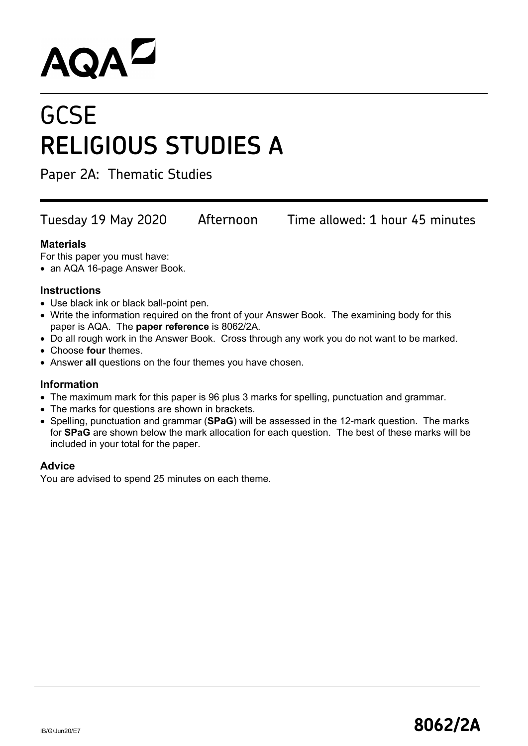AQA

# GCSE
# RELIGIOUS STUDIES A

Paper 2A: Thematic Studies

Tuesday 19 May 2020 Afternoon Time allowed: 1 hour 45 minutes

### Materials

For this paper you must have:

- an AQA 16-page Answer Book.

### Instructions

- Use black ink or black ball-point pen.
- Write the information required on the front of your Answer Book. The examining body for this paper is AQA. The **paper reference** is 8062/2A.
- Do all rough work in the Answer Book. Cross through any work you do not want to be marked.
- Choose **four** themes.
- Answer **all** questions on the four themes you have chosen.

### Information

- The maximum mark for this paper is 96 plus 3 marks for spelling, punctuation and grammar.
- The marks for questions are shown in brackets.
- Spelling, punctuation and grammar (**SPaG**) will be assessed in the 12-mark question. The marks for **SPaG** are shown below the mark allocation for each question. The best of these marks will be included in your total for the paper.

### Advice

You are advised to spend 25 minutes on each theme.

IB/G/Jun20/E7

**8062/2A**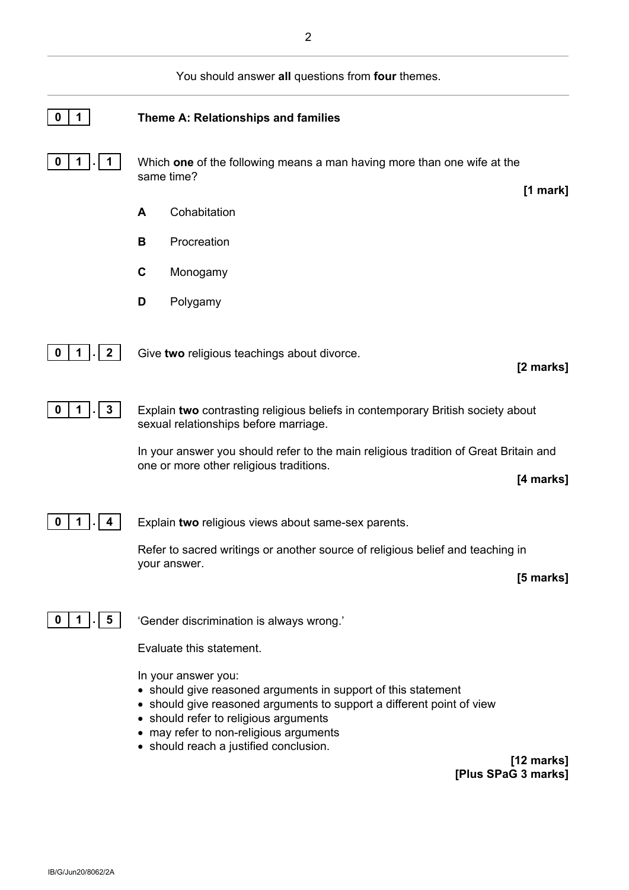You should answer **all** questions from **four** themes.

## 0 1 Theme A: Relationships and families

**0 1 . 1** Which **one** of the following means a man having more than one wife at the same time?

**[1 mark]**

- **A** Cohabitation
- **B** Procreation
- **C** Monogamy
- **D** Polygamy

**0 1 . 2** Give **two** religious teachings about divorce.

**[2 marks]**

**0 1 . 3** Explain **two** contrasting religious beliefs in contemporary British society about sexual relationships before marriage.

In your answer you should refer to the main religious tradition of Great Britain and one or more other religious traditions.

**[4 marks]**

**0 1 . 4** Explain **two** religious views about same-sex parents.

Refer to sacred writings or another source of religious belief and teaching in your answer.

**[5 marks]**

**0 1 . 5** 'Gender discrimination is always wrong.'

Evaluate this statement.

In your answer you:

- should give reasoned arguments in support of this statement
- should give reasoned arguments to support a different point of view
- should refer to religious arguments
- may refer to non-religious arguments
- should reach a justified conclusion.

**[12 marks]**
**[Plus SPaG 3 marks]**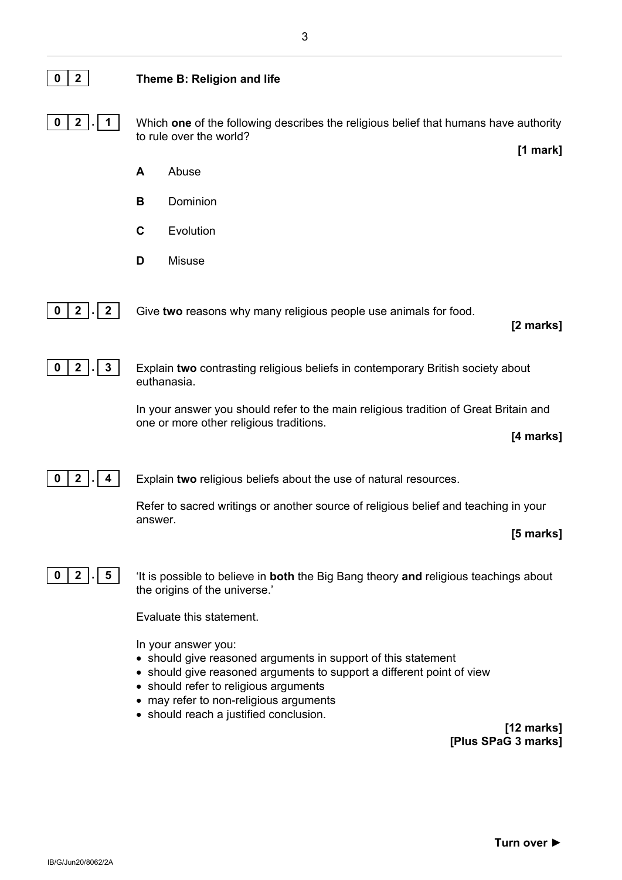**0 2** **Theme B: Religion and life**

**0 2 . 1** Which **one** of the following describes the religious belief that humans have authority to rule over the world?

**[1 mark]**

**A** Abuse

**B** Dominion

**C** Evolution

**D** Misuse

**0 2 . 2** Give **two** reasons why many religious people use animals for food.

**[2 marks]**

**0 2 . 3** Explain **two** contrasting religious beliefs in contemporary British society about euthanasia.

In your answer you should refer to the main religious tradition of Great Britain and one or more other religious traditions.

**[4 marks]**

**0 2 . 4** Explain **two** religious beliefs about the use of natural resources.

Refer to sacred writings or another source of religious belief and teaching in your answer.

**[5 marks]**

**0 2 . 5** 'It is possible to believe in **both** the Big Bang theory **and** religious teachings about the origins of the universe.'

Evaluate this statement.

In your answer you:

- should give reasoned arguments in support of this statement
- should give reasoned arguments to support a different point of view
- should refer to religious arguments
- may refer to non-religious arguments
- should reach a justified conclusion.

**[12 marks]**
**[Plus SPaG 3 marks]**

**Turn over ►**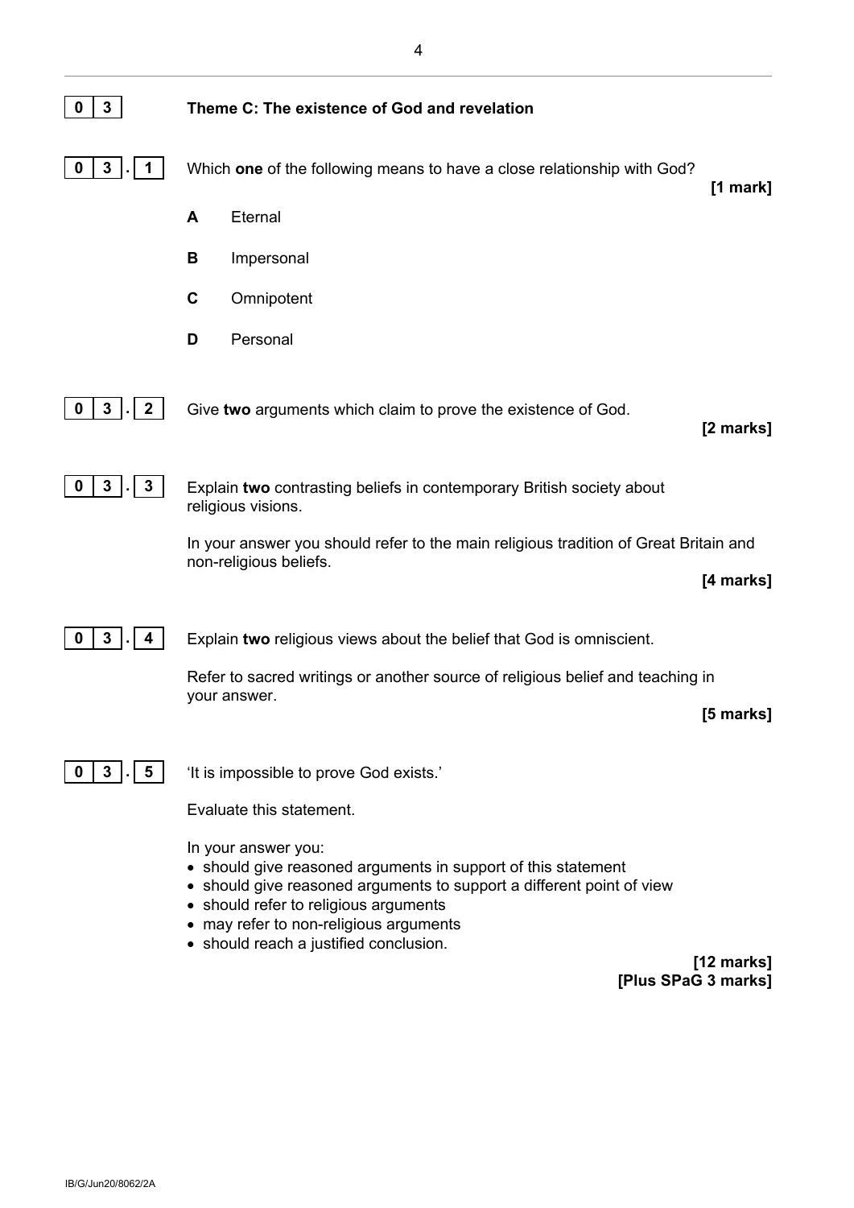## 0 3 Theme C: The existence of God and revelation

**0 3 . 1** Which **one** of the following means to have a close relationship with God?

**[1 mark]**

**A** Eternal

**B** Impersonal

**C** Omnipotent

**D** Personal

**0 3 . 2** Give **two** arguments which claim to prove the existence of God.

**[2 marks]**

**0 3 . 3** Explain **two** contrasting beliefs in contemporary British society about religious visions.

In your answer you should refer to the main religious tradition of Great Britain and non-religious beliefs.

**[4 marks]**

**0 3 . 4** Explain **two** religious views about the belief that God is omniscient.

Refer to sacred writings or another source of religious belief and teaching in your answer.

**[5 marks]**

**0 3 . 5** 'It is impossible to prove God exists.'

Evaluate this statement.

In your answer you:

- should give reasoned arguments in support of this statement
- should give reasoned arguments to support a different point of view
- should refer to religious arguments
- may refer to non-religious arguments
- should reach a justified conclusion.

**[12 marks]**
**[Plus SPaG 3 marks]**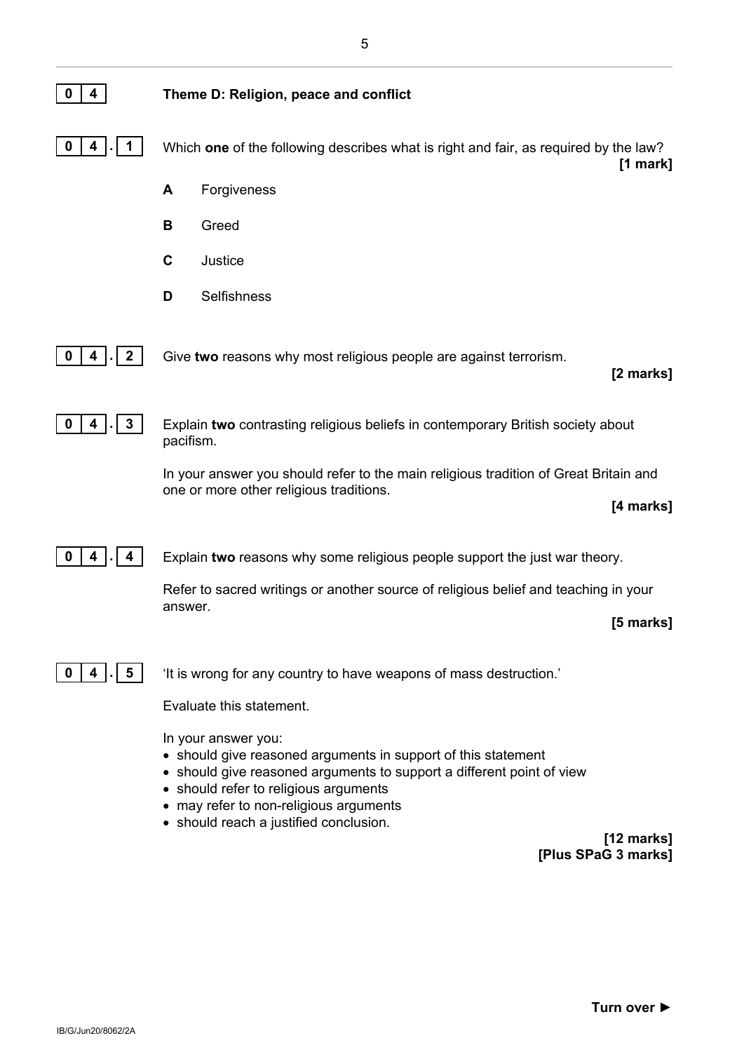**0 4** **Theme D: Religion, peace and conflict**

**0 4 . 1** Which **one** of the following describes what is right and fair, as required by the law? **[1 mark]**

**A** Forgiveness

**B** Greed

**C** Justice

**D** Selfishness

**0 4 . 2** Give **two** reasons why most religious people are against terrorism. **[2 marks]**

**0 4 . 3** Explain **two** contrasting religious beliefs in contemporary British society about pacifism.

In your answer you should refer to the main religious tradition of Great Britain and one or more other religious traditions. **[4 marks]**

**0 4 . 4** Explain **two** reasons why some religious people support the just war theory.

Refer to sacred writings or another source of religious belief and teaching in your answer. **[5 marks]**

**0 4 . 5** 'It is wrong for any country to have weapons of mass destruction.'

Evaluate this statement.

In your answer you:

- should give reasoned arguments in support of this statement
- should give reasoned arguments to support a different point of view
- should refer to religious arguments
- may refer to non-religious arguments
- should reach a justified conclusion.

**[12 marks]**
**[Plus SPaG 3 marks]**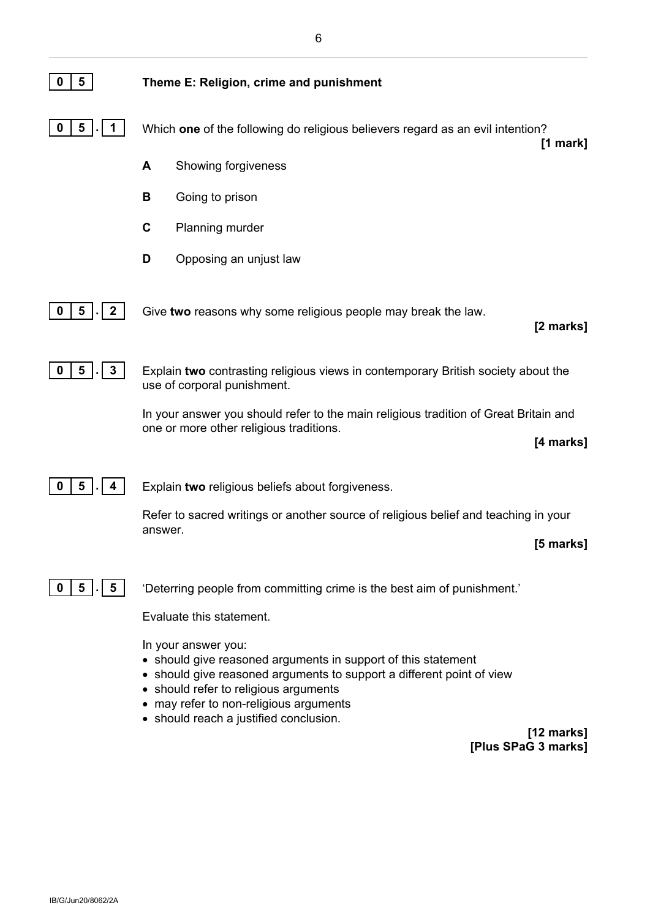## 0 5 Theme E: Religion, crime and punishment

**0 5 . 1** Which **one** of the following do religious believers regard as an evil intention?

**[1 mark]**

**A** Showing forgiveness

**B** Going to prison

**C** Planning murder

**D** Opposing an unjust law

**0 5 . 2** Give **two** reasons why some religious people may break the law.

**[2 marks]**

**0 5 . 3** Explain **two** contrasting religious views in contemporary British society about the use of corporal punishment.

In your answer you should refer to the main religious tradition of Great Britain and one or more other religious traditions.

**[4 marks]**

**0 5 . 4** Explain **two** religious beliefs about forgiveness.

Refer to sacred writings or another source of religious belief and teaching in your answer.

**[5 marks]**

**0 5 . 5** 'Deterring people from committing crime is the best aim of punishment.'

Evaluate this statement.

In your answer you:

- should give reasoned arguments in support of this statement
- should give reasoned arguments to support a different point of view
- should refer to religious arguments
- may refer to non-religious arguments
- should reach a justified conclusion.

**[12 marks]**
**[Plus SPaG 3 marks]**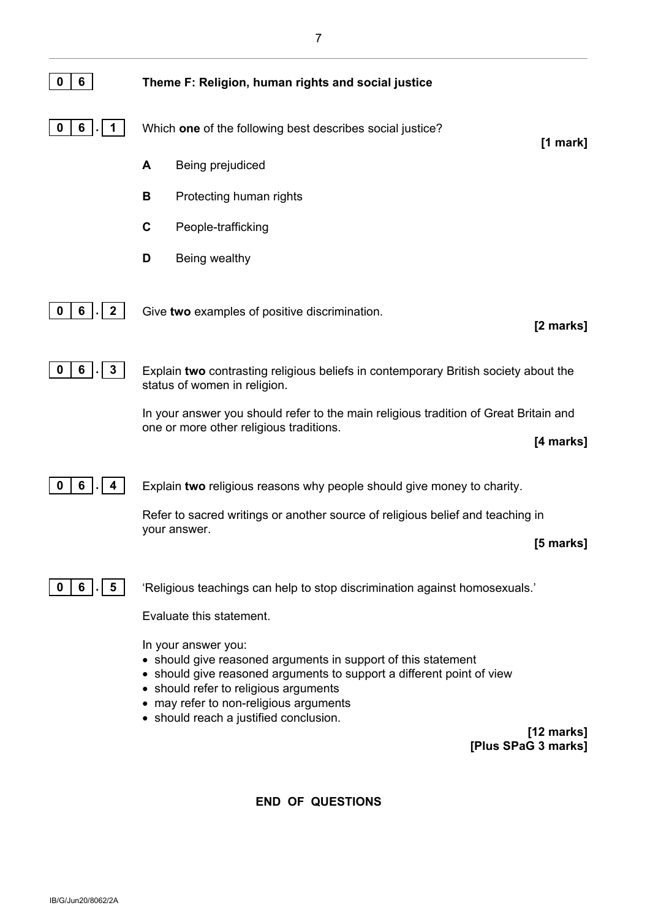**0 6** **Theme F: Religion, human rights and social justice**

**0 6 . 1** Which **one** of the following best describes social justice?

**[1 mark]**

**A** Being prejudiced

**B** Protecting human rights

**C** People-trafficking

**D** Being wealthy

**0 6 . 2** Give **two** examples of positive discrimination.

**[2 marks]**

**0 6 . 3** Explain **two** contrasting religious beliefs in contemporary British society about the status of women in religion.

In your answer you should refer to the main religious tradition of Great Britain and one or more other religious traditions.

**[4 marks]**

**0 6 . 4** Explain **two** religious reasons why people should give money to charity.

Refer to sacred writings or another source of religious belief and teaching in your answer.

**[5 marks]**

**0 6 . 5** 'Religious teachings can help to stop discrimination against homosexuals.'

Evaluate this statement.

In your answer you:

- should give reasoned arguments in support of this statement
- should give reasoned arguments to support a different point of view
- should refer to religious arguments
- may refer to non-religious arguments
- should reach a justified conclusion.

**[12 marks]**
**[Plus SPaG 3 marks]**

**END OF QUESTIONS**

IB/G/Jun20/8062/2A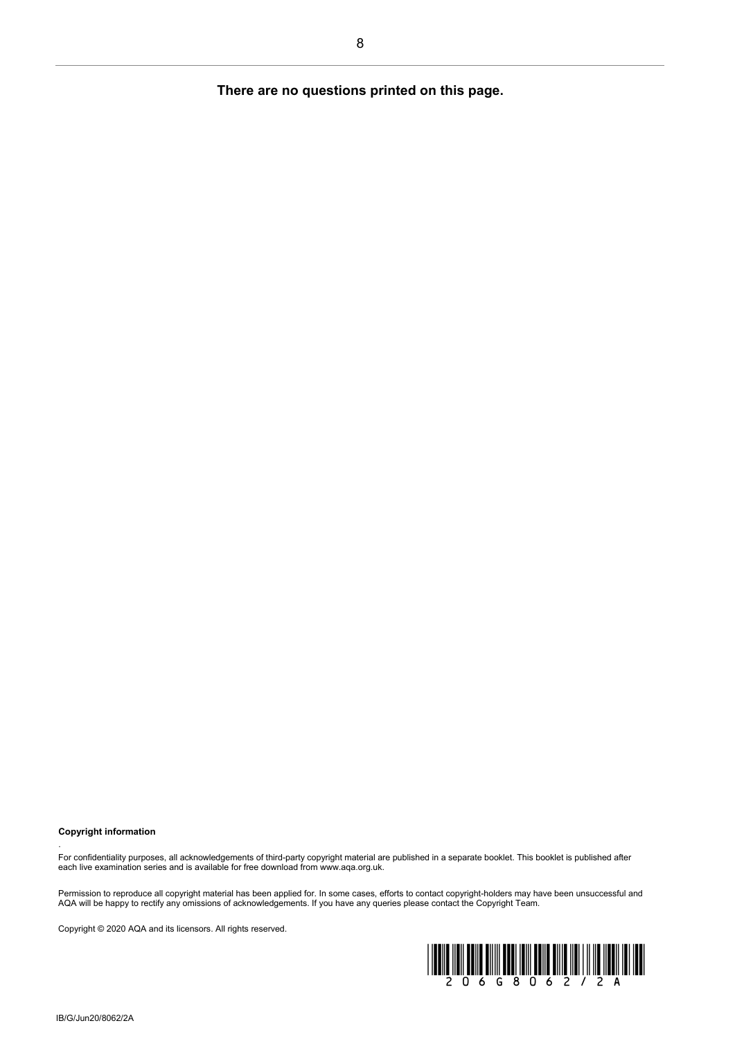**There are no questions printed on this page.**

**Copyright information**

For confidentiality purposes, all acknowledgements of third-party copyright material are published in a separate booklet. This booklet is published after each live examination series and is available for free download from www.aqa.org.uk.

Permission to reproduce all copyright material has been applied for. In some cases, efforts to contact copyright-holders may have been unsuccessful and AQA will be happy to rectify any omissions of acknowledgements. If you have any queries please contact the Copyright Team.

Copyright © 2020 AQA and its licensors. All rights reserved.

IB/G/Jun20/8062/2A